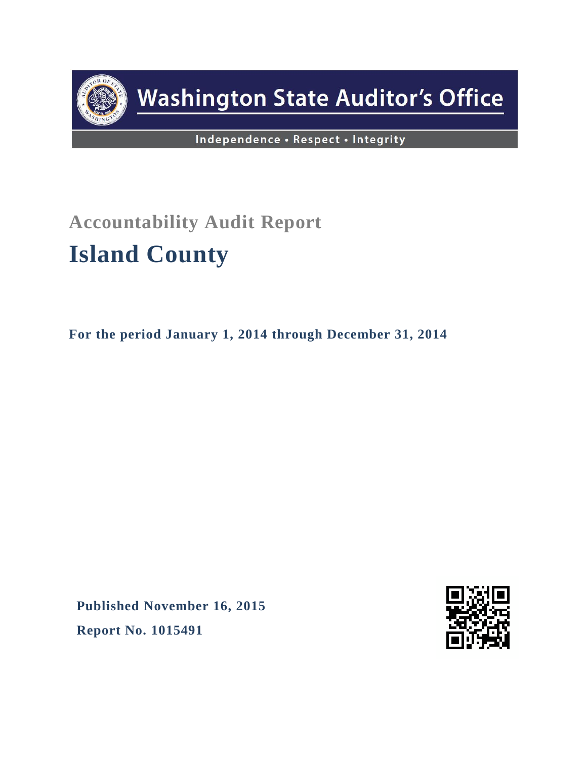Washington State Auditor's Office

Independence • Respect • Integrity

## Accountability Audit Report

# Island County

**For the period January 1, 2014 through December 31, 2014**

**Published November 16, 2015**

**Report No. 1015491**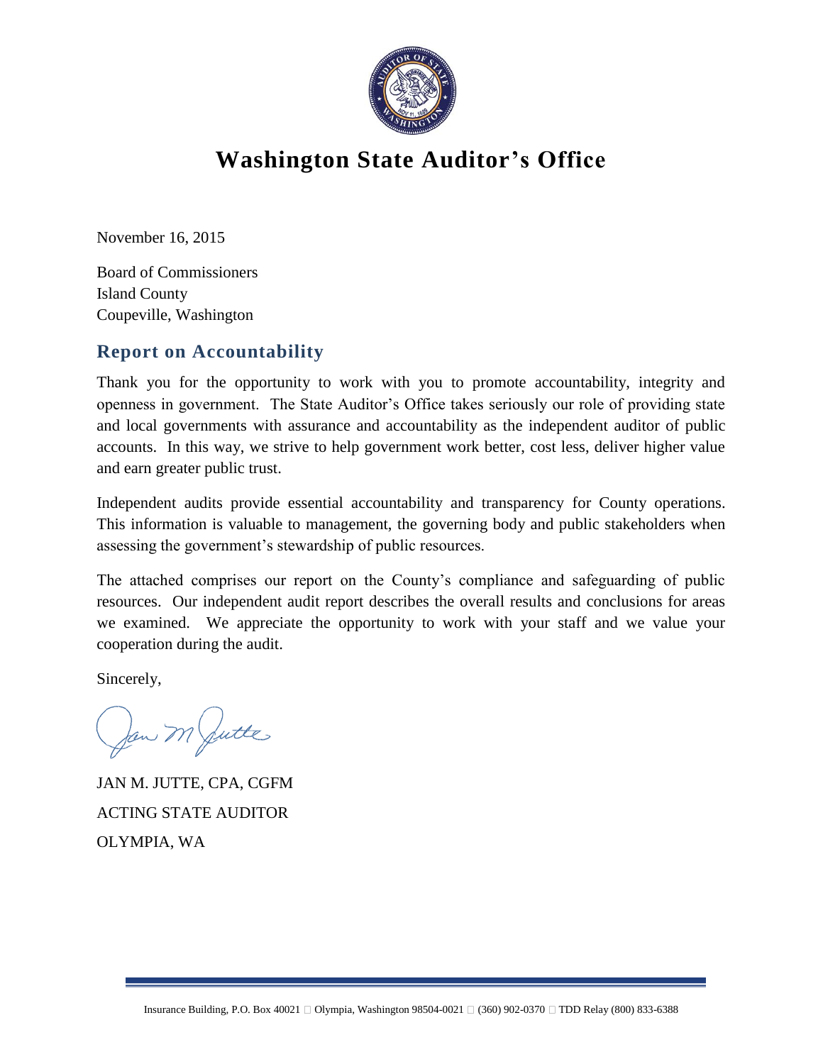# Washington State Auditor's Office

November 16, 2015

Board of Commissioners
Island County
Coupeville, Washington

## Report on Accountability

Thank you for the opportunity to work with you to promote accountability, integrity and openness in government. The State Auditor's Office takes seriously our role of providing state and local governments with assurance and accountability as the independent auditor of public accounts. In this way, we strive to help government work better, cost less, deliver higher value and earn greater public trust.

Independent audits provide essential accountability and transparency for County operations. This information is valuable to management, the governing body and public stakeholders when assessing the government's stewardship of public resources.

The attached comprises our report on the County's compliance and safeguarding of public resources. Our independent audit report describes the overall results and conclusions for areas we examined. We appreciate the opportunity to work with your staff and we value your cooperation during the audit.

Sincerely,

JAN M. JUTTE, CPA, CGFM
ACTING STATE AUDITOR
OLYMPIA, WA

Insurance Building, P.O. Box 40021 Olympia, Washington 98504-0021 (360) 902-0370 TDD Relay (800) 833-6388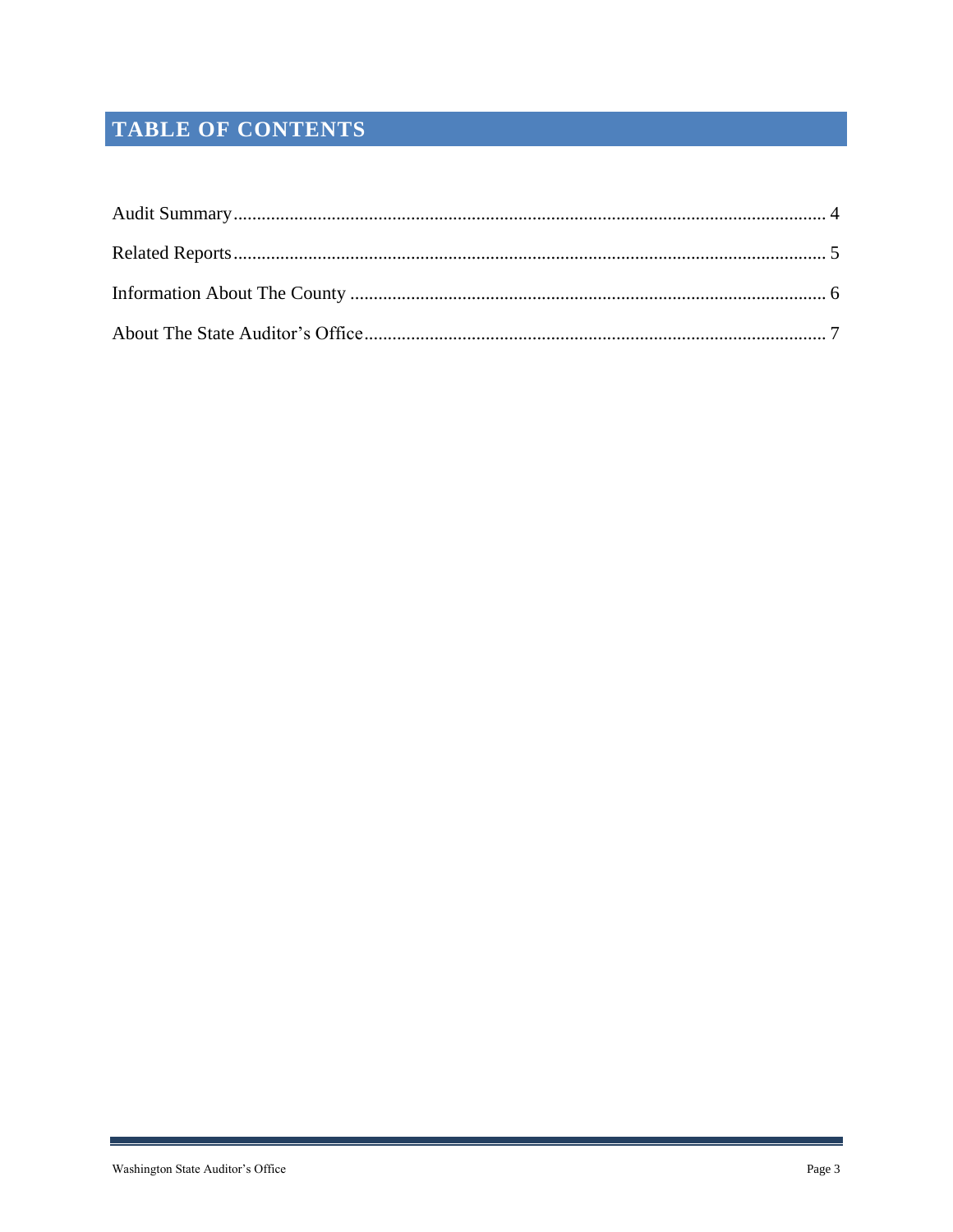# TABLE OF CONTENTS

Audit Summary ........................................................................................................................ 4

Related Reports ....................................................................................................................... 5

Information About The County ............................................................................................... 6

About The State Auditor's Office ............................................................................................ 7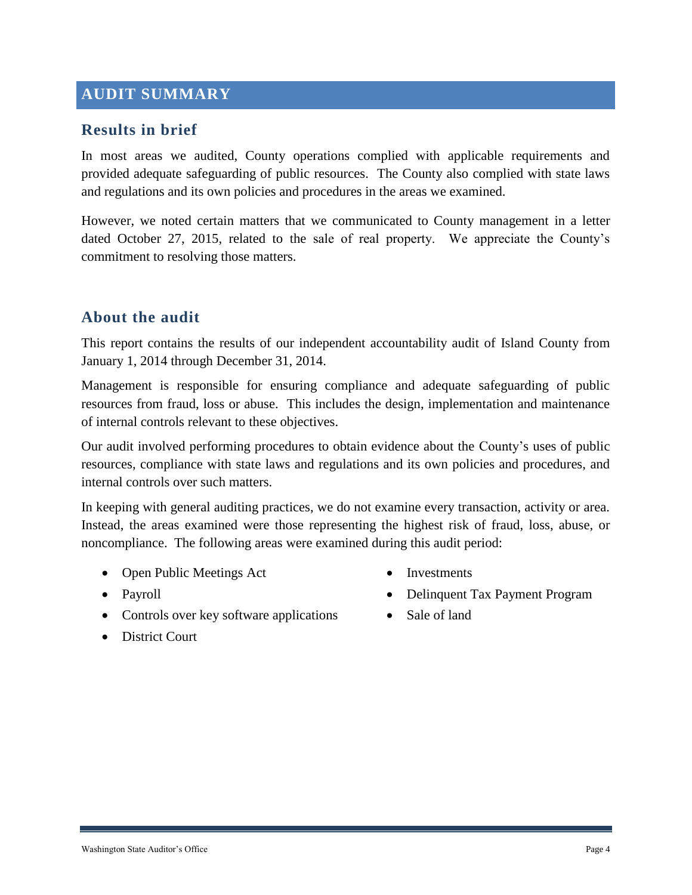# AUDIT SUMMARY

## Results in brief

In most areas we audited, County operations complied with applicable requirements and provided adequate safeguarding of public resources. The County also complied with state laws and regulations and its own policies and procedures in the areas we examined.

However, we noted certain matters that we communicated to County management in a letter dated October 27, 2015, related to the sale of real property. We appreciate the County's commitment to resolving those matters.

## About the audit

This report contains the results of our independent accountability audit of Island County from January 1, 2014 through December 31, 2014.

Management is responsible for ensuring compliance and adequate safeguarding of public resources from fraud, loss or abuse. This includes the design, implementation and maintenance of internal controls relevant to these objectives.

Our audit involved performing procedures to obtain evidence about the County's uses of public resources, compliance with state laws and regulations and its own policies and procedures, and internal controls over such matters.

In keeping with general auditing practices, we do not examine every transaction, activity or area. Instead, the areas examined were those representing the highest risk of fraud, loss, abuse, or noncompliance. The following areas were examined during this audit period:

- Open Public Meetings Act
- Payroll
- Controls over key software applications
- District Court
- Investments
- Delinquent Tax Payment Program
- Sale of land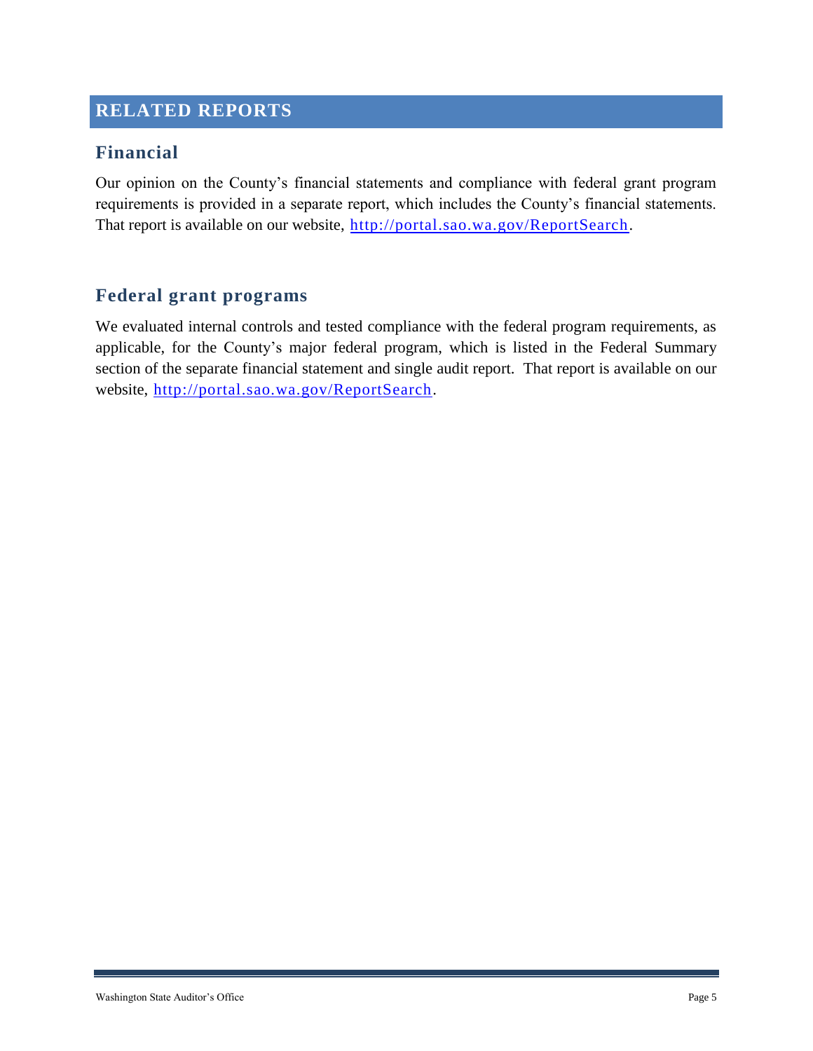# RELATED REPORTS

## Financial

Our opinion on the County's financial statements and compliance with federal grant program requirements is provided in a separate report, which includes the County's financial statements. That report is available on our website, http://portal.sao.wa.gov/ReportSearch.

## Federal grant programs

We evaluated internal controls and tested compliance with the federal program requirements, as applicable, for the County's major federal program, which is listed in the Federal Summary section of the separate financial statement and single audit report. That report is available on our website, http://portal.sao.wa.gov/ReportSearch.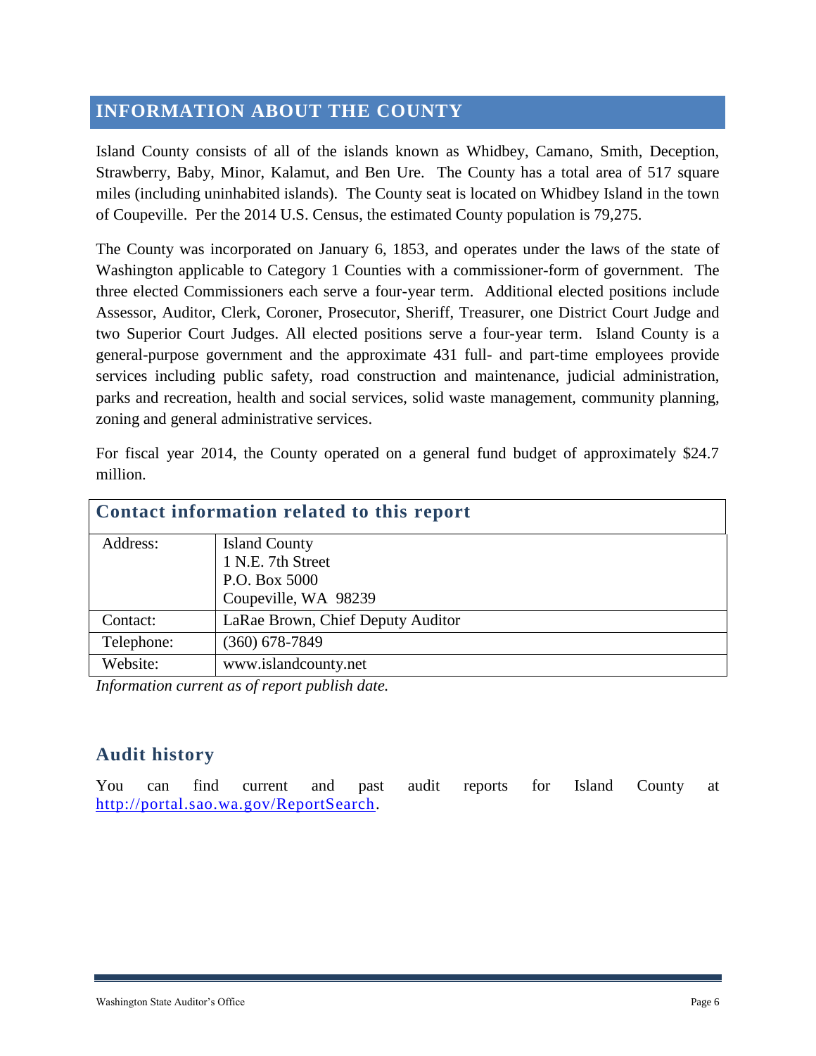# INFORMATION ABOUT THE COUNTY

Island County consists of all of the islands known as Whidbey, Camano, Smith, Deception, Strawberry, Baby, Minor, Kalamut, and Ben Ure. The County has a total area of 517 square miles (including uninhabited islands). The County seat is located on Whidbey Island in the town of Coupeville. Per the 2014 U.S. Census, the estimated County population is 79,275.

The County was incorporated on January 6, 1853, and operates under the laws of the state of Washington applicable to Category 1 Counties with a commissioner-form of government. The three elected Commissioners each serve a four-year term. Additional elected positions include Assessor, Auditor, Clerk, Coroner, Prosecutor, Sheriff, Treasurer, one District Court Judge and two Superior Court Judges. All elected positions serve a four-year term. Island County is a general-purpose government and the approximate 431 full- and part-time employees provide services including public safety, road construction and maintenance, judicial administration, parks and recreation, health and social services, solid waste management, community planning, zoning and general administrative services.

For fiscal year 2014, the County operated on a general fund budget of approximately $24.7 million.

## Contact information related to this report

| | |
|---|---|
| Address: | Island County<br>1 N.E. 7th Street<br>P.O. Box 5000<br>Coupeville, WA 98239 |
| Contact: | LaRae Brown, Chief Deputy Auditor |
| Telephone: | (360) 678-7849 |
| Website: | www.islandcounty.net |

*Information current as of report publish date.*

## Audit history

You can find current and past audit reports for Island County at http://portal.sao.wa.gov/ReportSearch.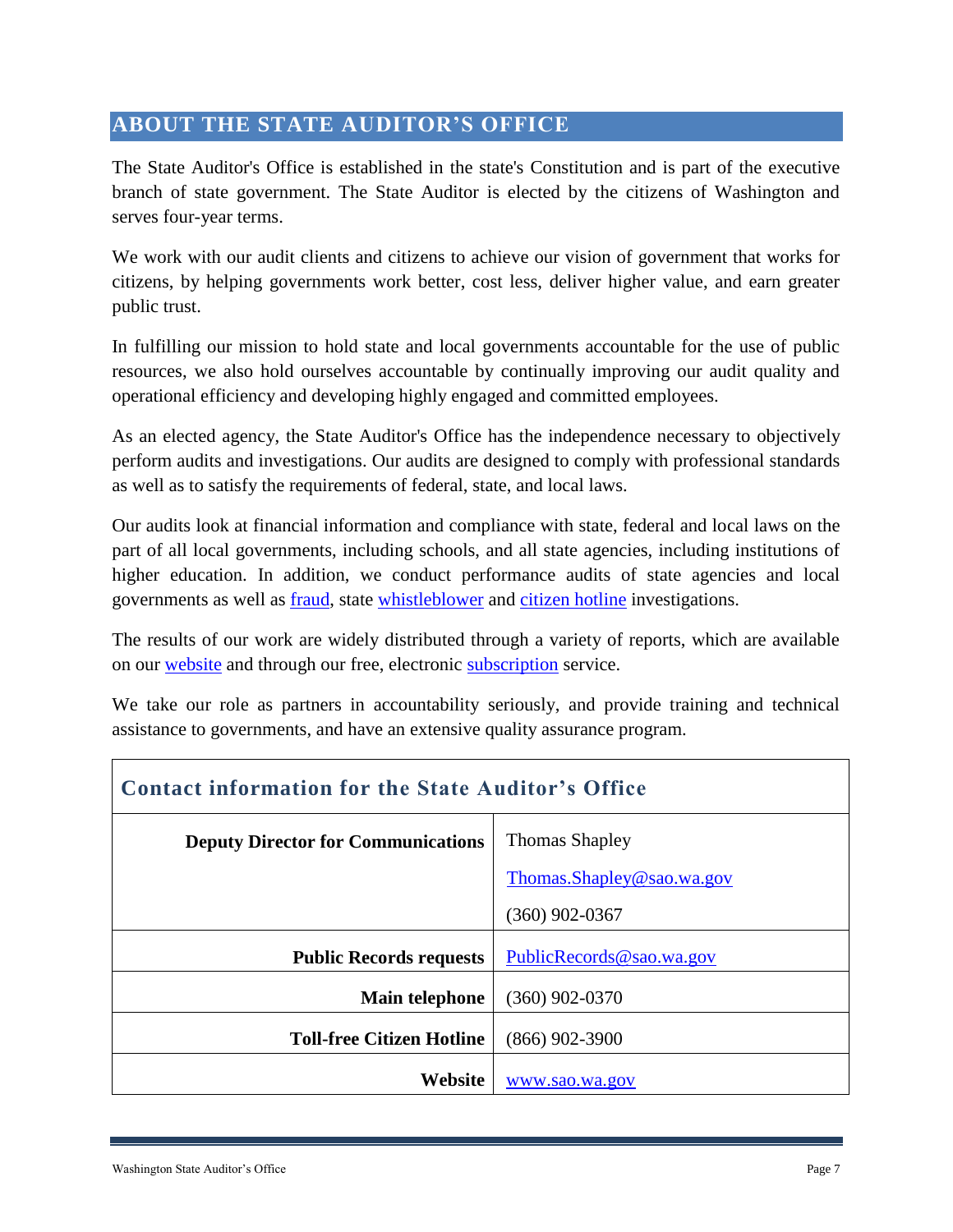## ABOUT THE STATE AUDITOR'S OFFICE

The State Auditor's Office is established in the state's Constitution and is part of the executive branch of state government. The State Auditor is elected by the citizens of Washington and serves four-year terms.

We work with our audit clients and citizens to achieve our vision of government that works for citizens, by helping governments work better, cost less, deliver higher value, and earn greater public trust.

In fulfilling our mission to hold state and local governments accountable for the use of public resources, we also hold ourselves accountable by continually improving our audit quality and operational efficiency and developing highly engaged and committed employees.

As an elected agency, the State Auditor's Office has the independence necessary to objectively perform audits and investigations. Our audits are designed to comply with professional standards as well as to satisfy the requirements of federal, state, and local laws.

Our audits look at financial information and compliance with state, federal and local laws on the part of all local governments, including schools, and all state agencies, including institutions of higher education. In addition, we conduct performance audits of state agencies and local governments as well as fraud, state whistleblower and citizen hotline investigations.

The results of our work are widely distributed through a variety of reports, which are available on our website and through our free, electronic subscription service.

We take our role as partners in accountability seriously, and provide training and technical assistance to governments, and have an extensive quality assurance program.

| Contact information for the State Auditor's Office | |
|---|---|
| **Deputy Director for Communications** | Thomas Shapley<br>Thomas.Shapley@sao.wa.gov<br>(360) 902-0367 |
| **Public Records requests** | PublicRecords@sao.wa.gov |
| **Main telephone** | (360) 902-0370 |
| **Toll-free Citizen Hotline** | (866) 902-3900 |
| **Website** | www.sao.wa.gov |